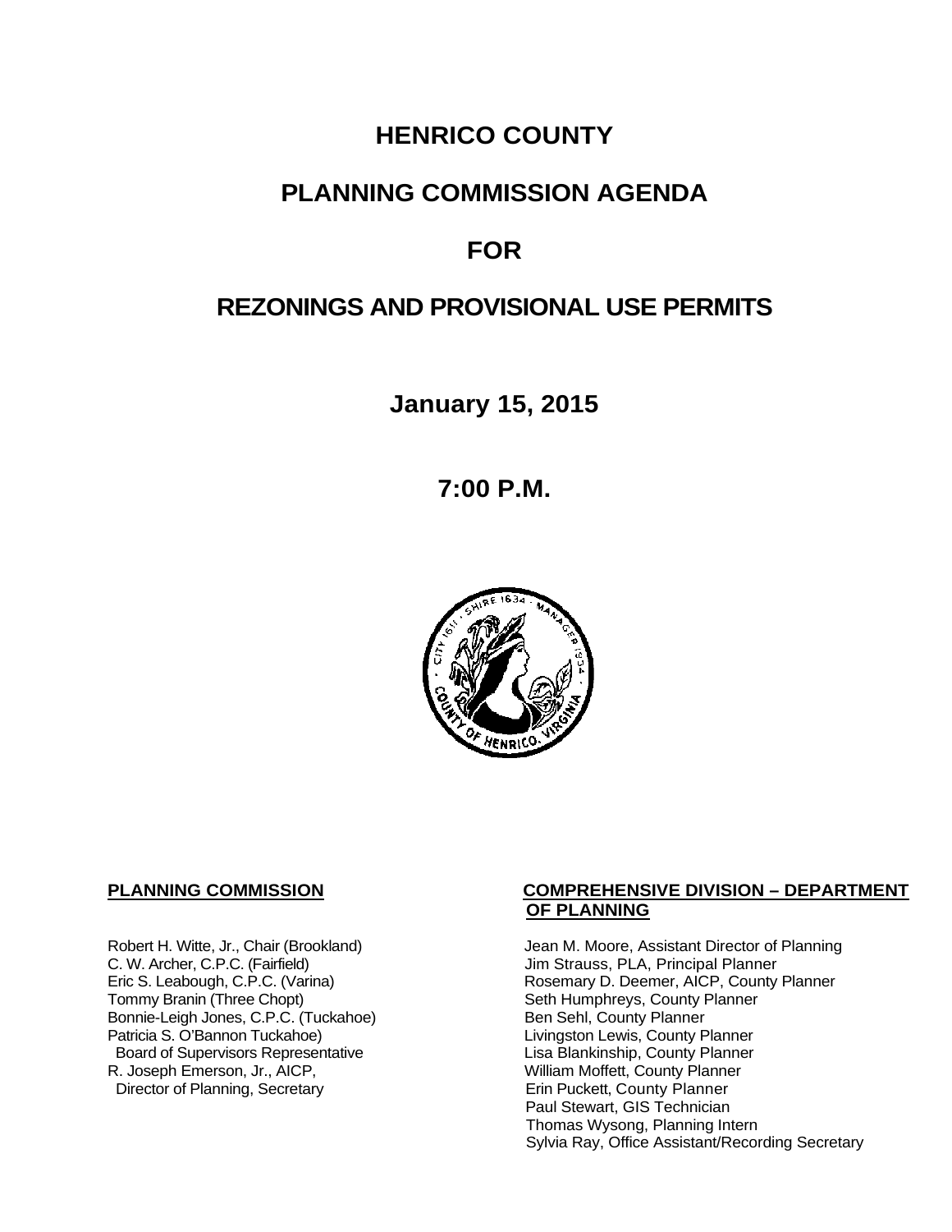# HENRICO COUNTY

# PLANNING COMMISSION AGENDA

# FOR

# REZONINGS AND PROVISIONAL USE PERMITS

## January 15, 2015

## 7:00 P.M.

**PLANNING COMMISSION**

Robert H. Witte, Jr., Chair (Brookland)
C. W. Archer, C.P.C. (Fairfield)
Eric S. Leabough, C.P.C. (Varina)
Tommy Branin (Three Chopt)
Bonnie-Leigh Jones, C.P.C. (Tuckahoe)
Patricia S. O'Bannon Tuckahoe)
Board of Supervisors Representative
R. Joseph Emerson, Jr., AICP,
Director of Planning, Secretary

**COMPREHENSIVE DIVISION – DEPARTMENT OF PLANNING**

Jean M. Moore, Assistant Director of Planning
Jim Strauss, PLA, Principal Planner
Rosemary D. Deemer, AICP, County Planner
Seth Humphreys, County Planner
Ben Sehl, County Planner
Livingston Lewis, County Planner
Lisa Blankinship, County Planner
William Moffett, County Planner
Erin Puckett, County Planner
Paul Stewart, GIS Technician
Thomas Wysong, Planning Intern
Sylvia Ray, Office Assistant/Recording Secretary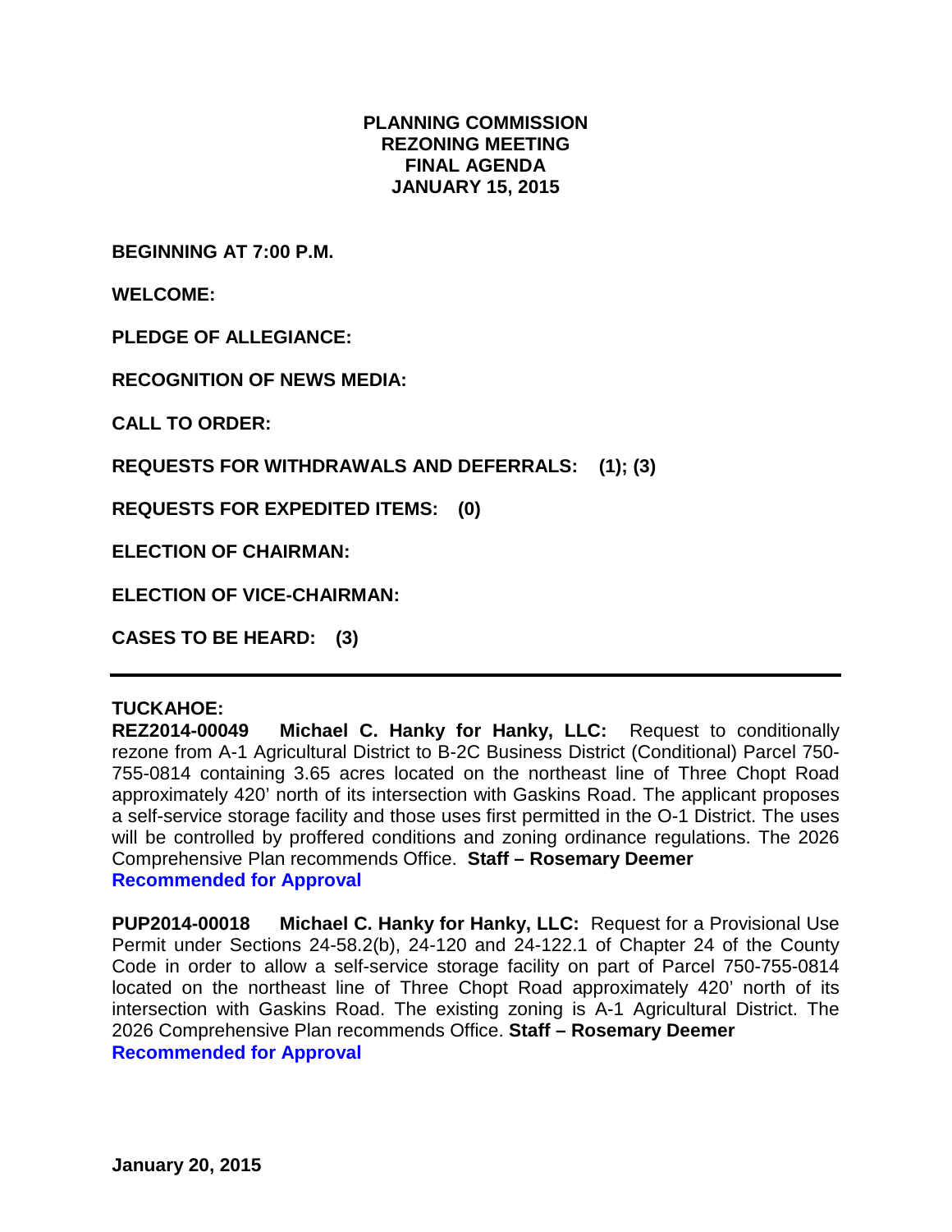# PLANNING COMMISSION REZONING MEETING FINAL AGENDA JANUARY 15, 2015

**BEGINNING AT 7:00 P.M.**

**WELCOME:**

**PLEDGE OF ALLEGIANCE:**

**RECOGNITION OF NEWS MEDIA:**

**CALL TO ORDER:**

**REQUESTS FOR WITHDRAWALS AND DEFERRALS: (1); (3)**

**REQUESTS FOR EXPEDITED ITEMS: (0)**

**ELECTION OF CHAIRMAN:**

**ELECTION OF VICE-CHAIRMAN:**

**CASES TO BE HEARD: (3)**

---

**TUCKAHOE:**

**REZ2014-00049 Michael C. Hanky for Hanky, LLC:** Request to conditionally rezone from A-1 Agricultural District to B-2C Business District (Conditional) Parcel 750-755-0814 containing 3.65 acres located on the northeast line of Three Chopt Road approximately 420' north of its intersection with Gaskins Road. The applicant proposes a self-service storage facility and those uses first permitted in the O-1 District. The uses will be controlled by proffered conditions and zoning ordinance regulations. The 2026 Comprehensive Plan recommends Office. **Staff – Rosemary Deemer**
**Recommended for Approval**

**PUP2014-00018 Michael C. Hanky for Hanky, LLC:** Request for a Provisional Use Permit under Sections 24-58.2(b), 24-120 and 24-122.1 of Chapter 24 of the County Code in order to allow a self-service storage facility on part of Parcel 750-755-0814 located on the northeast line of Three Chopt Road approximately 420' north of its intersection with Gaskins Road. The existing zoning is A-1 Agricultural District. The 2026 Comprehensive Plan recommends Office. **Staff – Rosemary Deemer**
**Recommended for Approval**

**January 20, 2015**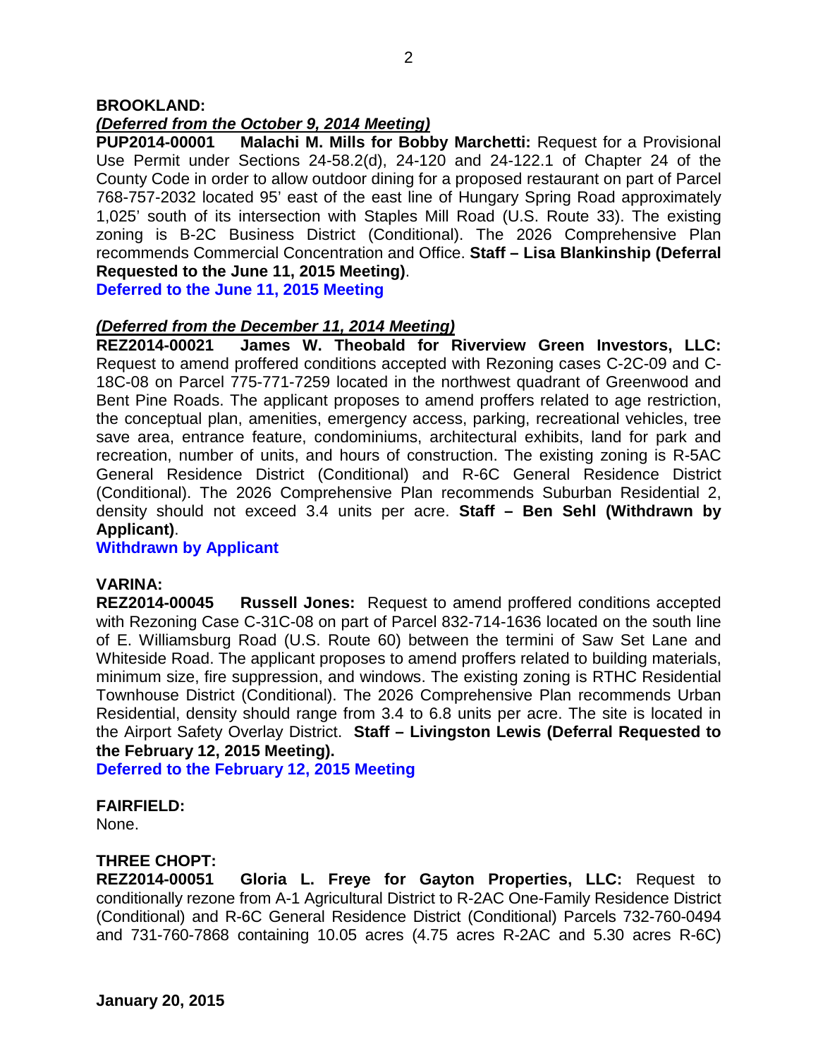**BROOKLAND:**

***(Deferred from the October 9, 2014 Meeting)***

**PUP2014-00001 Malachi M. Mills for Bobby Marchetti:** Request for a Provisional Use Permit under Sections 24-58.2(d), 24-120 and 24-122.1 of Chapter 24 of the County Code in order to allow outdoor dining for a proposed restaurant on part of Parcel 768-757-2032 located 95' east of the east line of Hungary Spring Road approximately 1,025' south of its intersection with Staples Mill Road (U.S. Route 33). The existing zoning is B-2C Business District (Conditional). The 2026 Comprehensive Plan recommends Commercial Concentration and Office. **Staff – Lisa Blankinship (Deferral Requested to the June 11, 2015 Meeting)**.

**Deferred to the June 11, 2015 Meeting**

***(Deferred from the December 11, 2014 Meeting)***

**REZ2014-00021 James W. Theobald for Riverview Green Investors, LLC:** Request to amend proffered conditions accepted with Rezoning cases C-2C-09 and C-18C-08 on Parcel 775-771-7259 located in the northwest quadrant of Greenwood and Bent Pine Roads. The applicant proposes to amend proffers related to age restriction, the conceptual plan, amenities, emergency access, parking, recreational vehicles, tree save area, entrance feature, condominiums, architectural exhibits, land for park and recreation, number of units, and hours of construction. The existing zoning is R-5AC General Residence District (Conditional) and R-6C General Residence District (Conditional). The 2026 Comprehensive Plan recommends Suburban Residential 2, density should not exceed 3.4 units per acre. **Staff – Ben Sehl (Withdrawn by Applicant)**.

**Withdrawn by Applicant**

**VARINA:**

**REZ2014-00045 Russell Jones:** Request to amend proffered conditions accepted with Rezoning Case C-31C-08 on part of Parcel 832-714-1636 located on the south line of E. Williamsburg Road (U.S. Route 60) between the termini of Saw Set Lane and Whiteside Road. The applicant proposes to amend proffers related to building materials, minimum size, fire suppression, and windows. The existing zoning is RTHC Residential Townhouse District (Conditional). The 2026 Comprehensive Plan recommends Urban Residential, density should range from 3.4 to 6.8 units per acre. The site is located in the Airport Safety Overlay District. **Staff – Livingston Lewis (Deferral Requested to the February 12, 2015 Meeting).**

**Deferred to the February 12, 2015 Meeting**

**FAIRFIELD:**

None.

**THREE CHOPT:**

**REZ2014-00051 Gloria L. Freye for Gayton Properties, LLC:** Request to conditionally rezone from A-1 Agricultural District to R-2AC One-Family Residence District (Conditional) and R-6C General Residence District (Conditional) Parcels 732-760-0494 and 731-760-7868 containing 10.05 acres (4.75 acres R-2AC and 5.30 acres R-6C)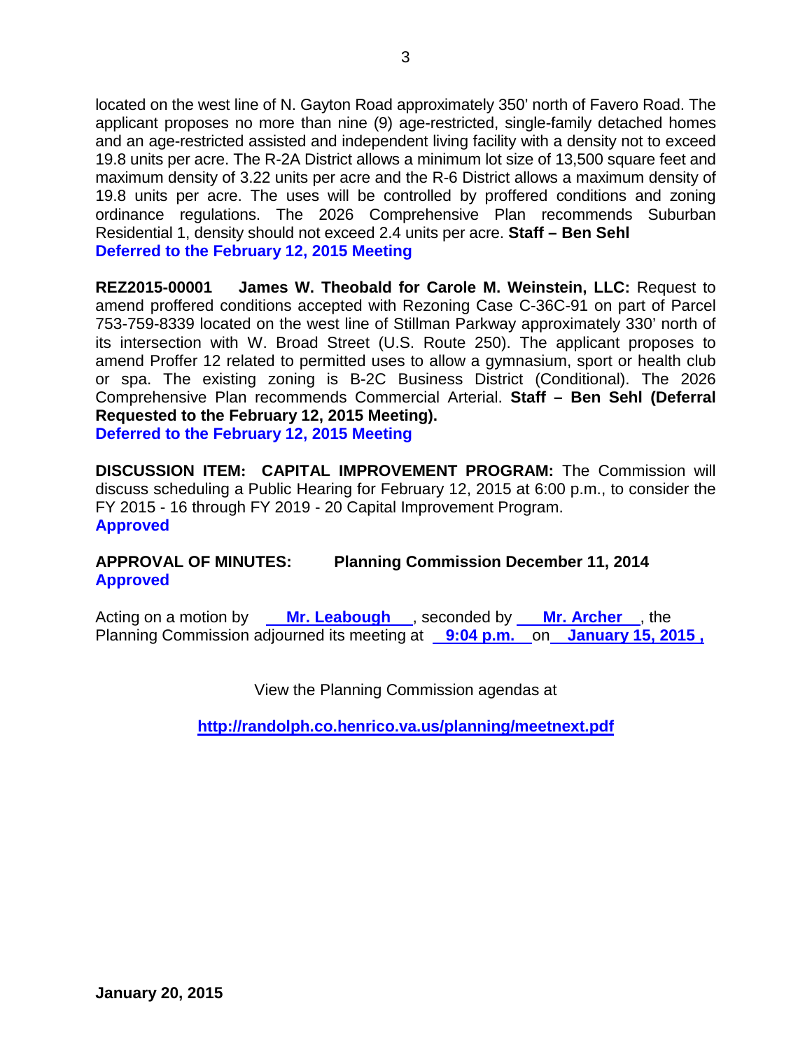located on the west line of N. Gayton Road approximately 350' north of Favero Road. The applicant proposes no more than nine (9) age-restricted, single-family detached homes and an age-restricted assisted and independent living facility with a density not to exceed 19.8 units per acre. The R-2A District allows a minimum lot size of 13,500 square feet and maximum density of 3.22 units per acre and the R-6 District allows a maximum density of 19.8 units per acre. The uses will be controlled by proffered conditions and zoning ordinance regulations. The 2026 Comprehensive Plan recommends Suburban Residential 1, density should not exceed 2.4 units per acre. **Staff – Ben Sehl**
**Deferred to the February 12, 2015 Meeting**

**REZ2015-00001 James W. Theobald for Carole M. Weinstein, LLC:** Request to amend proffered conditions accepted with Rezoning Case C-36C-91 on part of Parcel 753-759-8339 located on the west line of Stillman Parkway approximately 330' north of its intersection with W. Broad Street (U.S. Route 250). The applicant proposes to amend Proffer 12 related to permitted uses to allow a gymnasium, sport or health club or spa. The existing zoning is B-2C Business District (Conditional). The 2026 Comprehensive Plan recommends Commercial Arterial. **Staff – Ben Sehl (Deferral Requested to the February 12, 2015 Meeting).**
**Deferred to the February 12, 2015 Meeting**

**DISCUSSION ITEM: CAPITAL IMPROVEMENT PROGRAM:** The Commission will discuss scheduling a Public Hearing for February 12, 2015 at 6:00 p.m., to consider the FY 2015 - 16 through FY 2019 - 20 Capital Improvement Program.
**Approved**

**APPROVAL OF MINUTES: Planning Commission December 11, 2014**
**Approved**

Acting on a motion by **Mr. Leabough**, seconded by **Mr. Archer**, the Planning Commission adjourned its meeting at **9:04 p.m.** on **January 15, 2015 ,**

View the Planning Commission agendas at

**http://randolph.co.henrico.va.us/planning/meetnext.pdf**

**January 20, 2015**